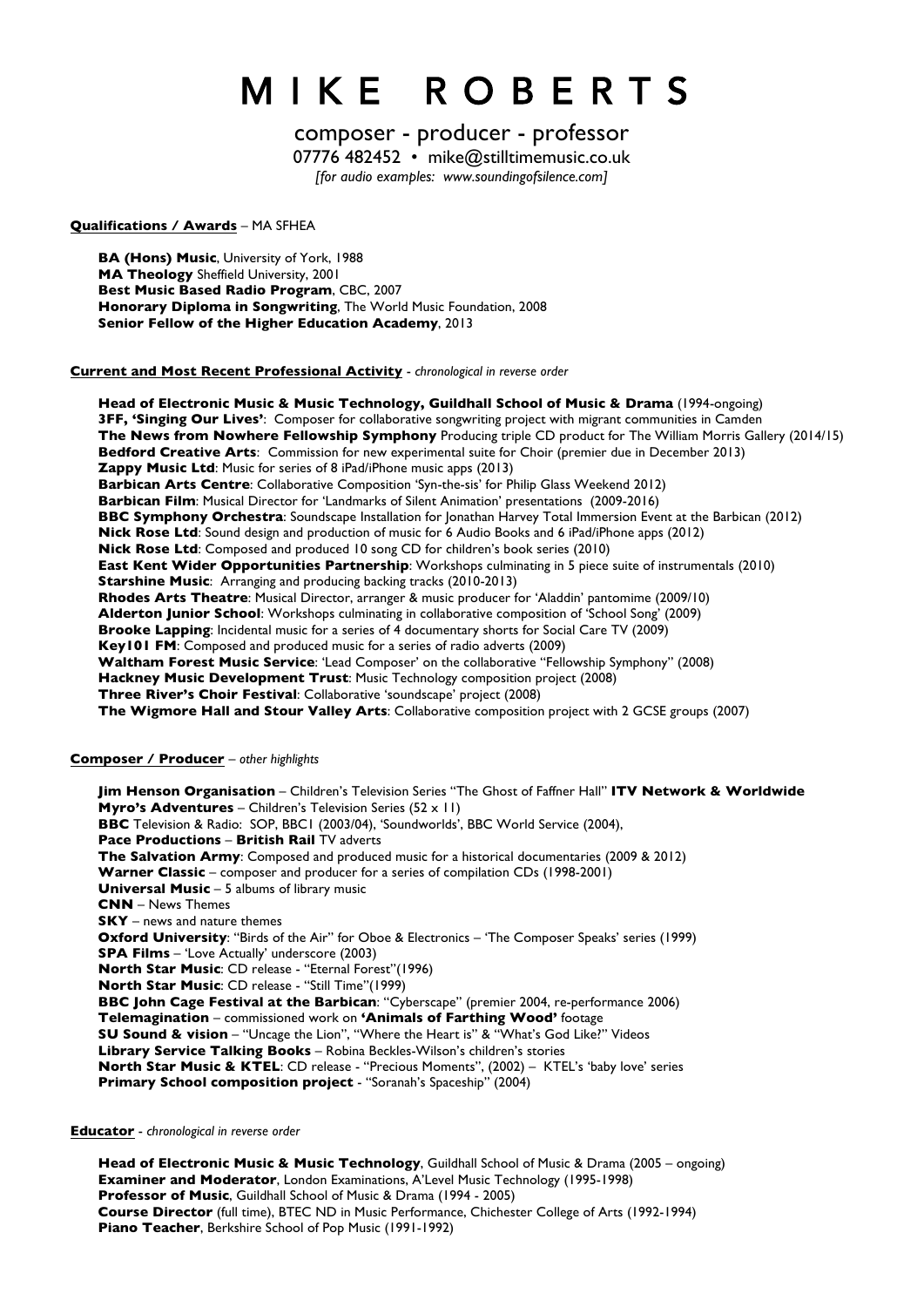# M I K E R O B E R T S

composer - producer - professor

07776 482452 • mike@stilltimemusic.co.uk

*[for audio examples: www.soundingofsilence.com]*

**Qualifications / Awards** – MA SFHEA

**BA (Hons) Music**, University of York, 1988
**MA Theology** Sheffield University, 2001
**Best Music Based Radio Program**, CBC, 2007
**Honorary Diploma in Songwriting**, The World Music Foundation, 2008
**Senior Fellow of the Higher Education Academy**, 2013

**Current and Most Recent Professional Activity** - *chronological in reverse order*

**Head of Electronic Music & Music Technology, Guildhall School of Music & Drama** (1994-ongoing)
**3FF, 'Singing Our Lives'**: Composer for collaborative songwriting project with migrant communities in Camden
**The News from Nowhere Fellowship Symphony** Producing triple CD product for The William Morris Gallery (2014/15)
**Bedford Creative Arts**: Commission for new experimental suite for Choir (premier due in December 2013)
**Zappy Music Ltd**: Music for series of 8 iPad/iPhone music apps (2013)
**Barbican Arts Centre**: Collaborative Composition 'Syn-the-sis' for Philip Glass Weekend 2012)
**Barbican Film**: Musical Director for 'Landmarks of Silent Animation' presentations (2009-2016)
**BBC Symphony Orchestra**: Soundscape Installation for Jonathan Harvey Total Immersion Event at the Barbican (2012)
**Nick Rose Ltd**: Sound design and production of music for 6 Audio Books and 6 iPad/iPhone apps (2012)
**Nick Rose Ltd**: Composed and produced 10 song CD for children's book series (2010)
**East Kent Wider Opportunities Partnership**: Workshops culminating in 5 piece suite of instrumentals (2010)
**Starshine Music**: Arranging and producing backing tracks (2010-2013)
**Rhodes Arts Theatre**: Musical Director, arranger & music producer for 'Aladdin' pantomime (2009/10)
**Alderton Junior School**: Workshops culminating in collaborative composition of 'School Song' (2009)
**Brooke Lapping**: Incidental music for a series of 4 documentary shorts for Social Care TV (2009)
**Key101 FM**: Composed and produced music for a series of radio adverts (2009)
**Waltham Forest Music Service**: 'Lead Composer' on the collaborative "Fellowship Symphony" (2008)
**Hackney Music Development Trust**: Music Technology composition project (2008)
**Three River's Choir Festival**: Collaborative 'soundscape' project (2008)
**The Wigmore Hall and Stour Valley Arts**: Collaborative composition project with 2 GCSE groups (2007)

**Composer / Producer** – *other highlights*

**Jim Henson Organisation** – Children's Television Series "The Ghost of Faffner Hall" **ITV Network & Worldwide**
**Myro's Adventures** – Children's Television Series (52 x 11)
**BBC** Television & Radio: SOP, BBC1 (2003/04), 'Soundworlds', BBC World Service (2004),
**Pace Productions** – **British Rail** TV adverts
**The Salvation Army**: Composed and produced music for a historical documentaries (2009 & 2012)
**Warner Classic** – composer and producer for a series of compilation CDs (1998-2001)
**Universal Music** – 5 albums of library music
**CNN** – News Themes
**SKY** – news and nature themes
**Oxford University**: "Birds of the Air" for Oboe & Electronics – 'The Composer Speaks' series (1999)
**SPA Films** – 'Love Actually' underscore (2003)
**North Star Music**: CD release - "Eternal Forest"(1996)
**North Star Music**: CD release - "Still Time"(1999)
**BBC John Cage Festival at the Barbican**: "Cyberscape" (premier 2004, re-performance 2006)
**Telemagination** – commissioned work on **'Animals of Farthing Wood'** footage
**SU Sound & vision** – "Uncage the Lion", "Where the Heart is" & "What's God Like?" Videos
**Library Service Talking Books** – Robina Beckles-Wilson's children's stories
**North Star Music & KTEL**: CD release - "Precious Moments", (2002) – KTEL's 'baby love' series
**Primary School composition project** - "Soranah's Spaceship" (2004)

**Educator** - *chronological in reverse order*

**Head of Electronic Music & Music Technology**, Guildhall School of Music & Drama (2005 – ongoing)
**Examiner and Moderator**, London Examinations, A'Level Music Technology (1995-1998)
**Professor of Music**, Guildhall School of Music & Drama (1994 - 2005)
**Course Director** (full time), BTEC ND in Music Performance, Chichester College of Arts (1992-1994)
**Piano Teacher**, Berkshire School of Pop Music (1991-1992)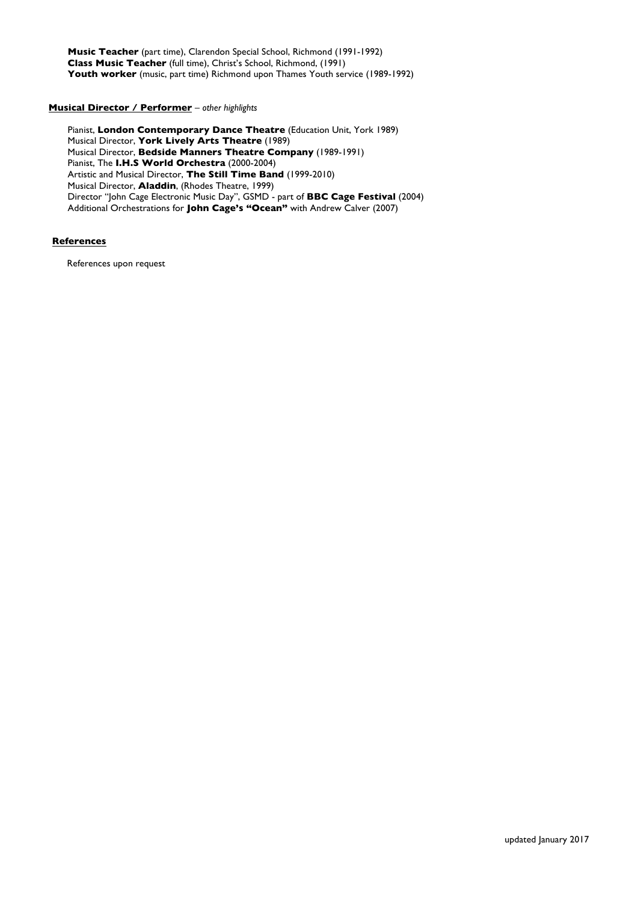**Music Teacher** (part time), Clarendon Special School, Richmond (1991-1992)
**Class Music Teacher** (full time), Christ's School, Richmond, (1991)
**Youth worker** (music, part time) Richmond upon Thames Youth service (1989-1992)

**Musical Director / Performer** – *other highlights*

Pianist, **London Contemporary Dance Theatre** (Education Unit, York 1989)
Musical Director, **York Lively Arts Theatre** (1989)
Musical Director, **Bedside Manners Theatre Company** (1989-1991)
Pianist, The **I.H.S World Orchestra** (2000-2004)
Artistic and Musical Director, **The Still Time Band** (1999-2010)
Musical Director, **Aladdin**, (Rhodes Theatre, 1999)
Director "John Cage Electronic Music Day", GSMD - part of **BBC Cage Festival** (2004)
Additional Orchestrations for **John Cage's "Ocean"** with Andrew Calver (2007)

**References**

References upon request

updated January 2017